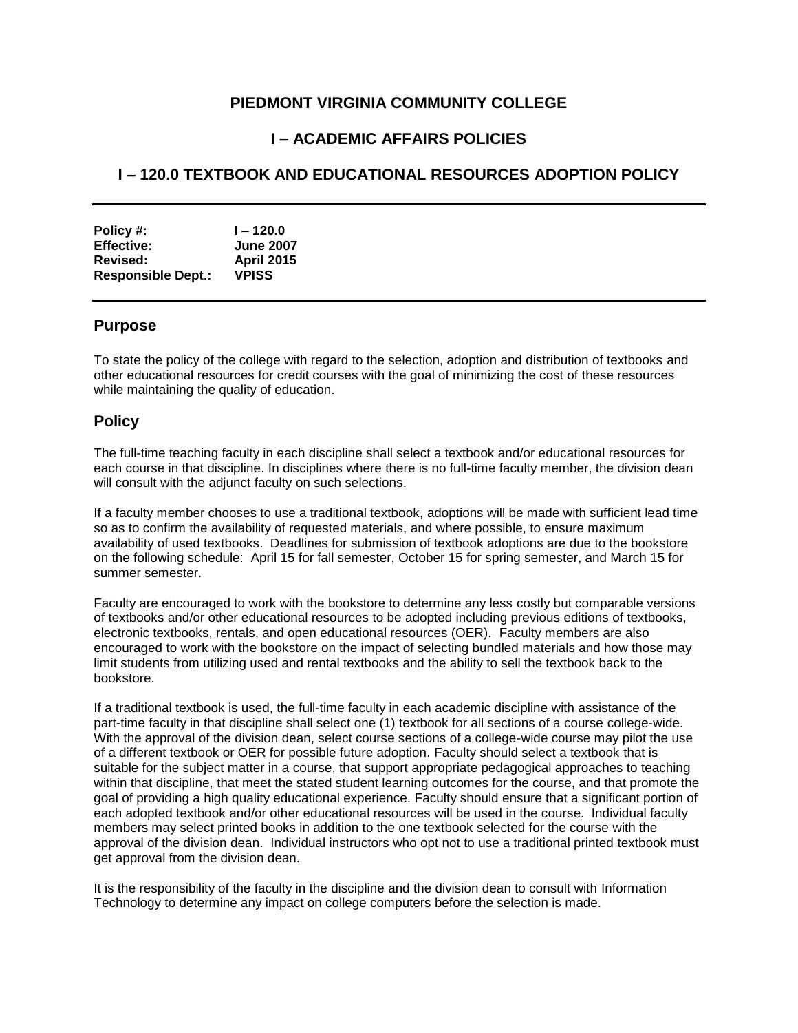# PIEDMONT VIRGINIA COMMUNITY COLLEGE

## I – ACADEMIC AFFAIRS POLICIES

## I – 120.0 TEXTBOOK AND EDUCATIONAL RESOURCES ADOPTION POLICY

---

| | |
|---|---|
| **Policy #:** | **I – 120.0** |
| **Effective:** | **June 2007** |
| **Revised:** | **April 2015** |
| **Responsible Dept.:** | **VPISS** |

---

## Purpose

To state the policy of the college with regard to the selection, adoption and distribution of textbooks and other educational resources for credit courses with the goal of minimizing the cost of these resources while maintaining the quality of education.

## Policy

The full-time teaching faculty in each discipline shall select a textbook and/or educational resources for each course in that discipline. In disciplines where there is no full-time faculty member, the division dean will consult with the adjunct faculty on such selections.

If a faculty member chooses to use a traditional textbook, adoptions will be made with sufficient lead time so as to confirm the availability of requested materials, and where possible, to ensure maximum availability of used textbooks. Deadlines for submission of textbook adoptions are due to the bookstore on the following schedule: April 15 for fall semester, October 15 for spring semester, and March 15 for summer semester.

Faculty are encouraged to work with the bookstore to determine any less costly but comparable versions of textbooks and/or other educational resources to be adopted including previous editions of textbooks, electronic textbooks, rentals, and open educational resources (OER). Faculty members are also encouraged to work with the bookstore on the impact of selecting bundled materials and how those may limit students from utilizing used and rental textbooks and the ability to sell the textbook back to the bookstore.

If a traditional textbook is used, the full-time faculty in each academic discipline with assistance of the part-time faculty in that discipline shall select one (1) textbook for all sections of a course college-wide. With the approval of the division dean, select course sections of a college-wide course may pilot the use of a different textbook or OER for possible future adoption. Faculty should select a textbook that is suitable for the subject matter in a course, that support appropriate pedagogical approaches to teaching within that discipline, that meet the stated student learning outcomes for the course, and that promote the goal of providing a high quality educational experience. Faculty should ensure that a significant portion of each adopted textbook and/or other educational resources will be used in the course. Individual faculty members may select printed books in addition to the one textbook selected for the course with the approval of the division dean. Individual instructors who opt not to use a traditional printed textbook must get approval from the division dean.

It is the responsibility of the faculty in the discipline and the division dean to consult with Information Technology to determine any impact on college computers before the selection is made.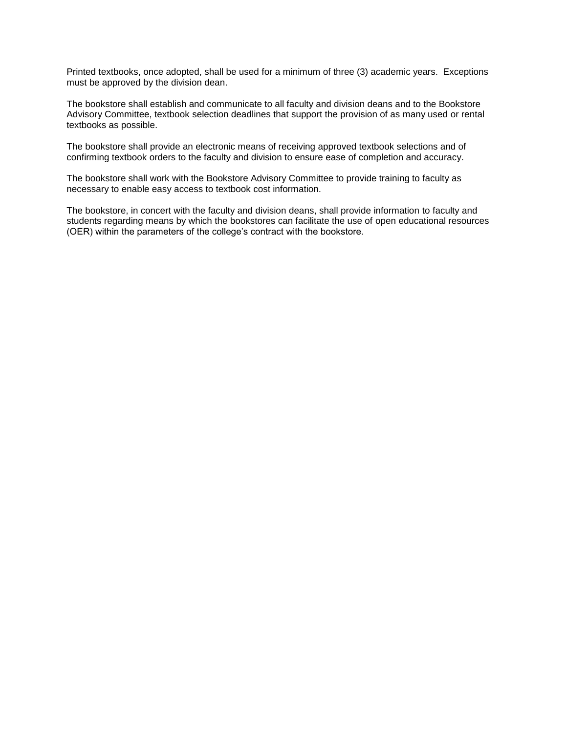Printed textbooks, once adopted, shall be used for a minimum of three (3) academic years. Exceptions must be approved by the division dean.

The bookstore shall establish and communicate to all faculty and division deans and to the Bookstore Advisory Committee, textbook selection deadlines that support the provision of as many used or rental textbooks as possible.

The bookstore shall provide an electronic means of receiving approved textbook selections and of confirming textbook orders to the faculty and division to ensure ease of completion and accuracy.

The bookstore shall work with the Bookstore Advisory Committee to provide training to faculty as necessary to enable easy access to textbook cost information.

The bookstore, in concert with the faculty and division deans, shall provide information to faculty and students regarding means by which the bookstores can facilitate the use of open educational resources (OER) within the parameters of the college's contract with the bookstore.